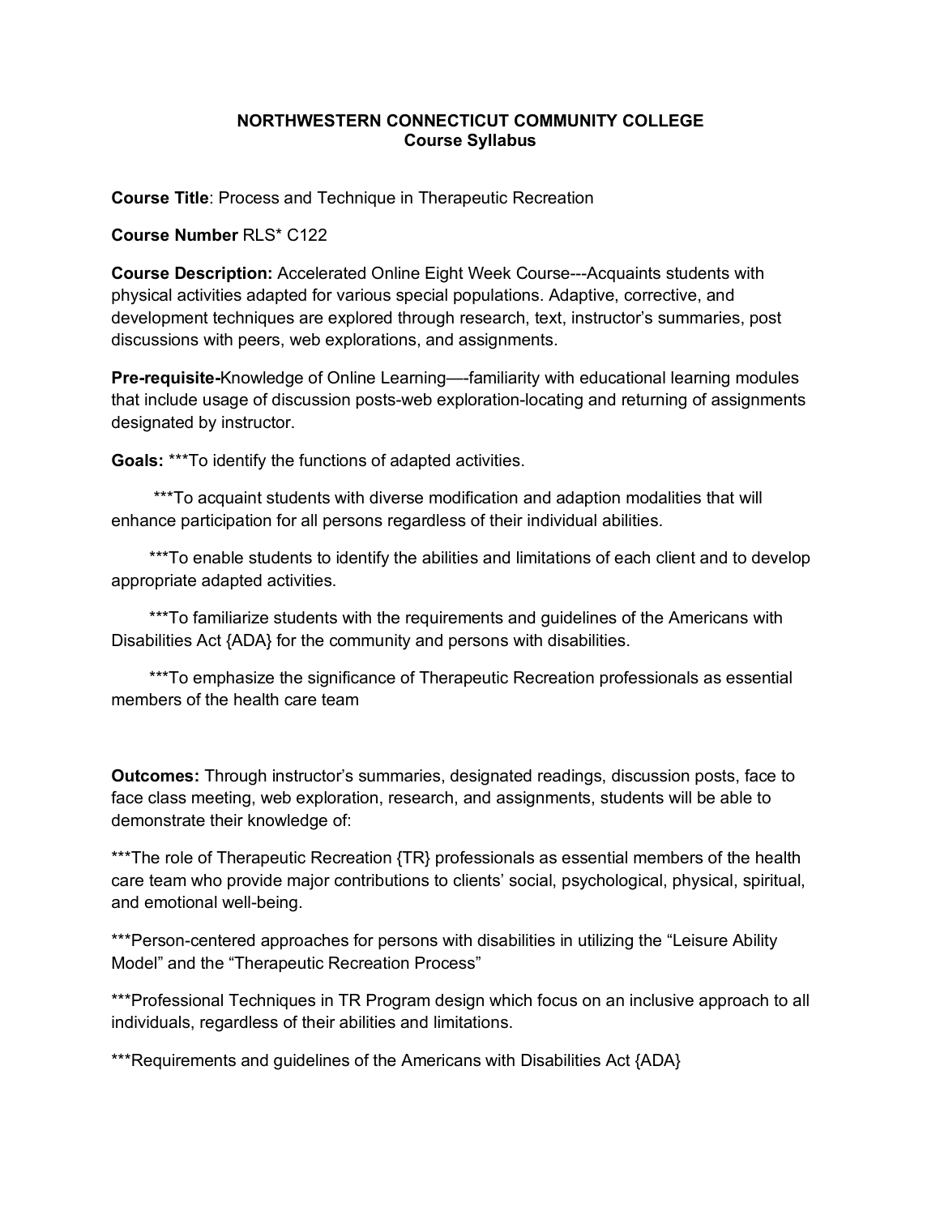**NORTHWESTERN CONNECTICUT COMMUNITY COLLEGE**
**Course Syllabus**

**Course Title**: Process and Technique in Therapeutic Recreation

**Course Number** RLS* C122

**Course Description:** Accelerated Online Eight Week Course---Acquaints students with physical activities adapted for various special populations. Adaptive, corrective, and development techniques are explored through research, text, instructor's summaries, post discussions with peers, web explorations, and assignments.

**Pre-requisite-**Knowledge of Online Learning—-familiarity with educational learning modules that include usage of discussion posts-web exploration-locating and returning of assignments designated by instructor.

**Goals:** ***To identify the functions of adapted activities.

***To acquaint students with diverse modification and adaption modalities that will enhance participation for all persons regardless of their individual abilities.

***To enable students to identify the abilities and limitations of each client and to develop appropriate adapted activities.

***To familiarize students with the requirements and guidelines of the Americans with Disabilities Act {ADA} for the community and persons with disabilities.

***To emphasize the significance of Therapeutic Recreation professionals as essential members of the health care team

**Outcomes:** Through instructor's summaries, designated readings, discussion posts, face to face class meeting, web exploration, research, and assignments, students will be able to demonstrate their knowledge of:

***The role of Therapeutic Recreation {TR} professionals as essential members of the health care team who provide major contributions to clients' social, psychological, physical, spiritual, and emotional well-being.

***Person-centered approaches for persons with disabilities in utilizing the "Leisure Ability Model" and the "Therapeutic Recreation Process"

***Professional Techniques in TR Program design which focus on an inclusive approach to all individuals, regardless of their abilities and limitations.

***Requirements and guidelines of the Americans with Disabilities Act {ADA}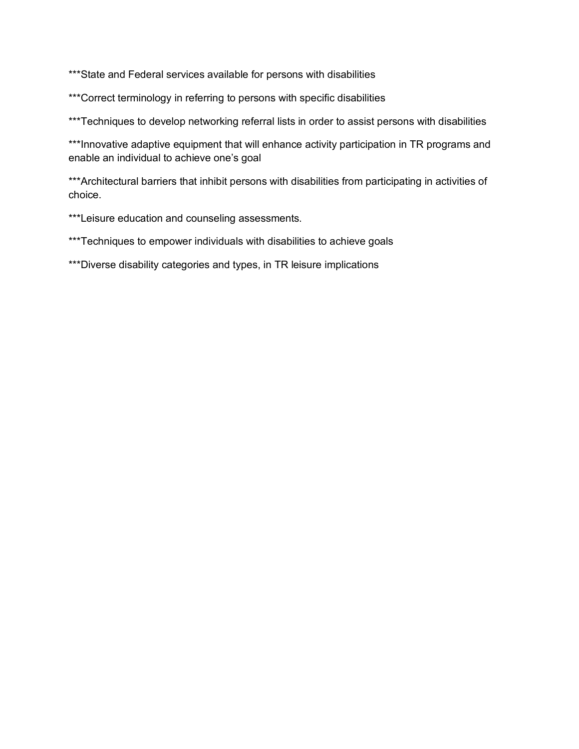***State and Federal services available for persons with disabilities

***Correct terminology in referring to persons with specific disabilities

***Techniques to develop networking referral lists in order to assist persons with disabilities

***Innovative adaptive equipment that will enhance activity participation in TR programs and enable an individual to achieve one's goal

***Architectural barriers that inhibit persons with disabilities from participating in activities of choice.

***Leisure education and counseling assessments.

***Techniques to empower individuals with disabilities to achieve goals

***Diverse disability categories and types, in TR leisure implications